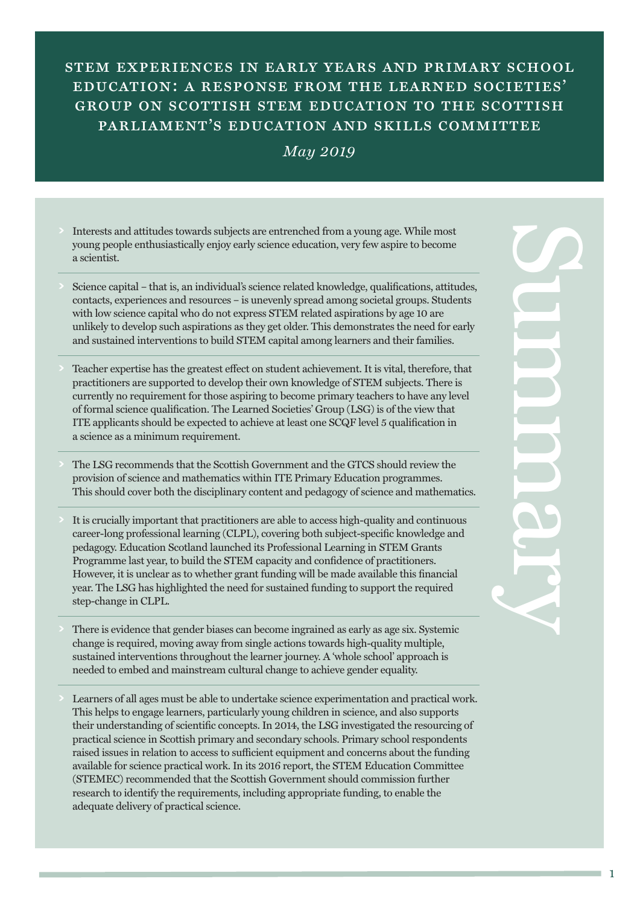# STEM Experiences in Early Years and Primary School Education: A Response from the Learned Societies' Group on Scottish STEM Education to the Scottish Parliament's Education and Skills Committee

*May 2019*

## Summary

- Interests and attitudes towards subjects are entrenched from a young age. While most young people enthusiastically enjoy early science education, very few aspire to become a scientist.
- Science capital – that is, an individual's science related knowledge, qualifications, attitudes, contacts, experiences and resources – is unevenly spread among societal groups. Students with low science capital who do not express STEM related aspirations by age 10 are unlikely to develop such aspirations as they get older. This demonstrates the need for early and sustained interventions to build STEM capital among learners and their families.
- Teacher expertise has the greatest effect on student achievement. It is vital, therefore, that practitioners are supported to develop their own knowledge of STEM subjects. There is currently no requirement for those aspiring to become primary teachers to have any level of formal science qualification. The Learned Societies' Group (LSG) is of the view that ITE applicants should be expected to achieve at least one SCQF level 5 qualification in a science as a minimum requirement.
- The LSG recommends that the Scottish Government and the GTCS should review the provision of science and mathematics within ITE Primary Education programmes. This should cover both the disciplinary content and pedagogy of science and mathematics.
- It is crucially important that practitioners are able to access high-quality and continuous career-long professional learning (CLPL), covering both subject-specific knowledge and pedagogy. Education Scotland launched its Professional Learning in STEM Grants Programme last year, to build the STEM capacity and confidence of practitioners. However, it is unclear as to whether grant funding will be made available this financial year. The LSG has highlighted the need for sustained funding to support the required step-change in CLPL.
- There is evidence that gender biases can become ingrained as early as age six. Systemic change is required, moving away from single actions towards high-quality multiple, sustained interventions throughout the learner journey. A 'whole school' approach is needed to embed and mainstream cultural change to achieve gender equality.
- Learners of all ages must be able to undertake science experimentation and practical work. This helps to engage learners, particularly young children in science, and also supports their understanding of scientific concepts. In 2014, the LSG investigated the resourcing of practical science in Scottish primary and secondary schools. Primary school respondents raised issues in relation to access to sufficient equipment and concerns about the funding available for science practical work. In its 2016 report, the STEM Education Committee (STEMEC) recommended that the Scottish Government should commission further research to identify the requirements, including appropriate funding, to enable the adequate delivery of practical science.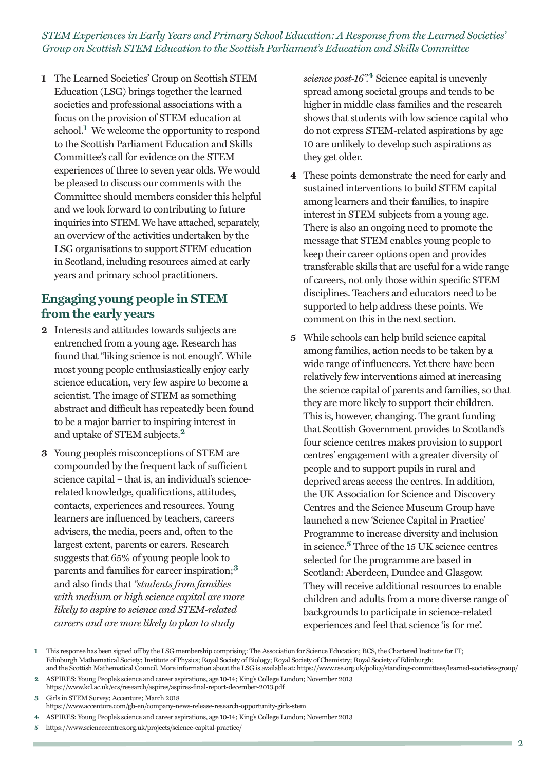1 The Learned Societies' Group on Scottish STEM Education (LSG) brings together the learned societies and professional associations with a focus on the provision of STEM education at school.[1] We welcome the opportunity to respond to the Scottish Parliament Education and Skills Committee's call for evidence on the STEM experiences of three to seven year olds. We would be pleased to discuss our comments with the Committee should members consider this helpful and we look forward to contributing to future inquiries into STEM. We have attached, separately, an overview of the activities undertaken by the LSG organisations to support STEM education in Scotland, including resources aimed at early years and primary school practitioners.

## Engaging young people in STEM from the early years

2 Interests and attitudes towards subjects are entrenched from a young age. Research has found that "liking science is not enough". While most young people enthusiastically enjoy early science education, very few aspire to become a scientist. The image of STEM as something abstract and difficult has repeatedly been found to be a major barrier to inspiring interest in and uptake of STEM subjects.[2]

3 Young people's misconceptions of STEM are compounded by the frequent lack of sufficient science capital – that is, an individual's science-related knowledge, qualifications, attitudes, contacts, experiences and resources. Young learners are influenced by teachers, careers advisers, the media, peers and, often to the largest extent, parents or carers. Research suggests that 65% of young people look to parents and families for career inspiration;[3] and also finds that *"students from families with medium or high science capital are more likely to aspire to science and STEM-related careers and are more likely to plan to study science post-16"*.[4] Science capital is unevenly spread among societal groups and tends to be higher in middle class families and the research shows that students with low science capital who do not express STEM-related aspirations by age 10 are unlikely to develop such aspirations as they get older.

4 These points demonstrate the need for early and sustained interventions to build STEM capital among learners and their families, to inspire interest in STEM subjects from a young age. There is also an ongoing need to promote the message that STEM enables young people to keep their career options open and provides transferable skills that are useful for a wide range of careers, not only those within specific STEM disciplines. Teachers and educators need to be supported to help address these points. We comment on this in the next section.

5 While schools can help build science capital among families, action needs to be taken by a wide range of influencers. Yet there have been relatively few interventions aimed at increasing the science capital of parents and families, so that they are more likely to support their children. This is, however, changing. The grant funding that Scottish Government provides to Scotland's four science centres makes provision to support centres' engagement with a greater diversity of people and to support pupils in rural and deprived areas access the centres. In addition, the UK Association for Science and Discovery Centres and the Science Museum Group have launched a new 'Science Capital in Practice' Programme to increase diversity and inclusion in science.[5] Three of the 15 UK science centres selected for the programme are based in Scotland: Aberdeen, Dundee and Glasgow. They will receive additional resources to enable children and adults from a more diverse range of backgrounds to participate in science-related experiences and feel that science 'is for me'.

---

1 This response has been signed off by the LSG membership comprising: The Association for Science Education; BCS, the Chartered Institute for IT; Edinburgh Mathematical Society; Institute of Physics; Royal Society of Biology; Royal Society of Chemistry; Royal Society of Edinburgh; and the Scottish Mathematical Council. More information about the LSG is available at: https://www.rse.org.uk/policy/standing-committees/learned-societies-group/

2 ASPIRES: Young People's science and career aspirations, age 10-14; King's College London; November 2013 https://www.kcl.ac.uk/ecs/research/aspires/aspires-final-report-december-2013.pdf

3 Girls in STEM Survey; Accenture; March 2018 https://www.accenture.com/gb-en/company-news-release-research-opportunity-girls-stem

4 ASPIRES: Young People's science and career aspirations, age 10-14; King's College London; November 2013

5 https://www.sciencecentres.org.uk/projects/science-capital-practice/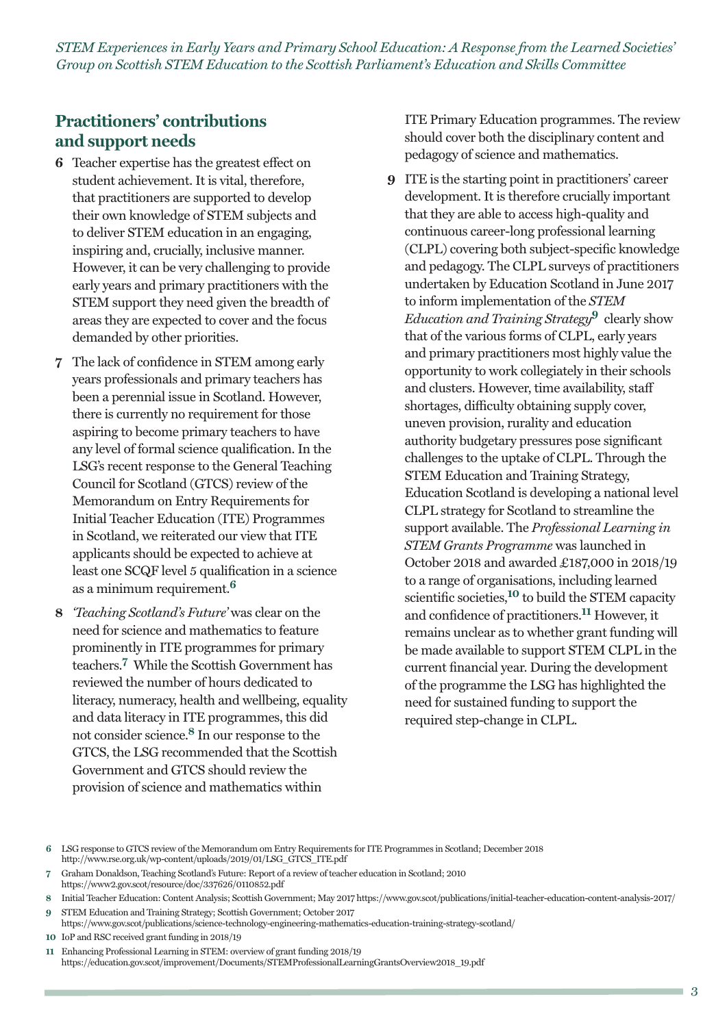## Practitioners' contributions and support needs

**6** Teacher expertise has the greatest effect on student achievement. It is vital, therefore, that practitioners are supported to develop their own knowledge of STEM subjects and to deliver STEM education in an engaging, inspiring and, crucially, inclusive manner. However, it can be very challenging to provide early years and primary practitioners with the STEM support they need given the breadth of areas they are expected to cover and the focus demanded by other priorities.

**7** The lack of confidence in STEM among early years professionals and primary teachers has been a perennial issue in Scotland. However, there is currently no requirement for those aspiring to become primary teachers to have any level of formal science qualification. In the LSG's recent response to the General Teaching Council for Scotland (GTCS) review of the Memorandum on Entry Requirements for Initial Teacher Education (ITE) Programmes in Scotland, we reiterated our view that ITE applicants should be expected to achieve at least one SCQF level 5 qualification in a science as a minimum requirement.[6]

**8** *'Teaching Scotland's Future'* was clear on the need for science and mathematics to feature prominently in ITE programmes for primary teachers.[7] While the Scottish Government has reviewed the number of hours dedicated to literacy, numeracy, health and wellbeing, equality and data literacy in ITE programmes, this did not consider science.[8] In our response to the GTCS, the LSG recommended that the Scottish Government and GTCS should review the provision of science and mathematics within ITE Primary Education programmes. The review should cover both the disciplinary content and pedagogy of science and mathematics.

**9** ITE is the starting point in practitioners' career development. It is therefore crucially important that they are able to access high-quality and continuous career-long professional learning (CLPL) covering both subject-specific knowledge and pedagogy. The CLPL surveys of practitioners undertaken by Education Scotland in June 2017 to inform implementation of the *STEM Education and Training Strategy*[9] clearly show that of the various forms of CLPL, early years and primary practitioners most highly value the opportunity to work collegiately in their schools and clusters. However, time availability, staff shortages, difficulty obtaining supply cover, uneven provision, rurality and education authority budgetary pressures pose significant challenges to the uptake of CLPL. Through the STEM Education and Training Strategy, Education Scotland is developing a national level CLPL strategy for Scotland to streamline the support available. The *Professional Learning in STEM Grants Programme* was launched in October 2018 and awarded £187,000 in 2018/19 to a range of organisations, including learned scientific societies,[10] to build the STEM capacity and confidence of practitioners.[11] However, it remains unclear as to whether grant funding will be made available to support STEM CLPL in the current financial year. During the development of the programme the LSG has highlighted the need for sustained funding to support the required step-change in CLPL.

---

**6** LSG response to GTCS review of the Memorandum om Entry Requirements for ITE Programmes in Scotland; December 2018 http://www.rse.org.uk/wp-content/uploads/2019/01/LSG_GTCS_ITE.pdf

**7** Graham Donaldson, Teaching Scotland's Future: Report of a review of teacher education in Scotland; 2010 https://www2.gov.scot/resource/doc/337626/0110852.pdf

**8** Initial Teacher Education: Content Analysis; Scottish Government; May 2017 https://www.gov.scot/publications/initial-teacher-education-content-analysis-2017/

**9** STEM Education and Training Strategy; Scottish Government; October 2017 https://www.gov.scot/publications/science-technology-engineering-mathematics-education-training-strategy-scotland/

**10** IoP and RSC received grant funding in 2018/19

**11** Enhancing Professional Learning in STEM: overview of grant funding 2018/19 https://education.gov.scot/improvement/Documents/STEMProfessionalLearningGrantsOverview2018_19.pdf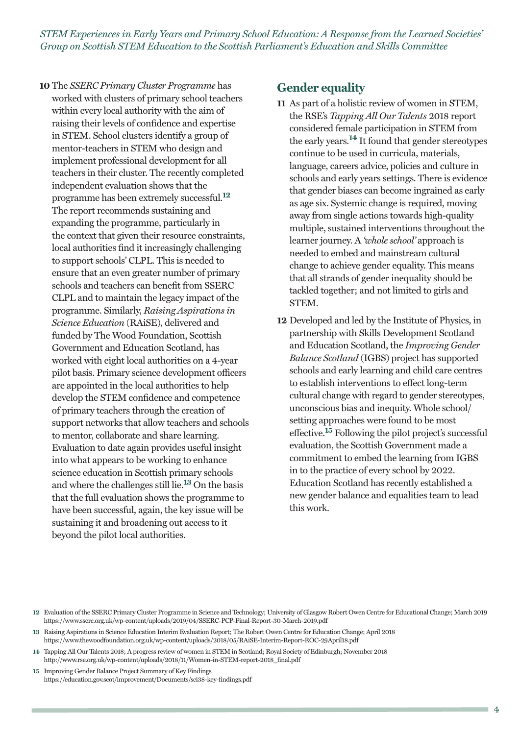**10** The *SSERC Primary Cluster Programme* has worked with clusters of primary school teachers within every local authority with the aim of raising their levels of confidence and expertise in STEM. School clusters identify a group of mentor-teachers in STEM who design and implement professional development for all teachers in their cluster. The recently completed independent evaluation shows that the programme has been extremely successful.[12] The report recommends sustaining and expanding the programme, particularly in the context that given their resource constraints, local authorities find it increasingly challenging to support schools' CLPL. This is needed to ensure that an even greater number of primary schools and teachers can benefit from SSERC CLPL and to maintain the legacy impact of the programme. Similarly, *Raising Aspirations in Science Education* (RAiSE), delivered and funded by The Wood Foundation, Scottish Government and Education Scotland, has worked with eight local authorities on a 4-year pilot basis. Primary science development officers are appointed in the local authorities to help develop the STEM confidence and competence of primary teachers through the creation of support networks that allow teachers and schools to mentor, collaborate and share learning. Evaluation to date again provides useful insight into what appears to be working to enhance science education in Scottish primary schools and where the challenges still lie.[13] On the basis that the full evaluation shows the programme to have been successful, again, the key issue will be sustaining it and broadening out access to it beyond the pilot local authorities.

## Gender equality

**11** As part of a holistic review of women in STEM, the RSE's *Tapping All Our Talents* 2018 report considered female participation in STEM from the early years.[14] It found that gender stereotypes continue to be used in curricula, materials, language, careers advice, policies and culture in schools and early years settings. There is evidence that gender biases can become ingrained as early as age six. Systemic change is required, moving away from single actions towards high-quality multiple, sustained interventions throughout the learner journey. A *'whole school'* approach is needed to embed and mainstream cultural change to achieve gender equality. This means that all strands of gender inequality should be tackled together; and not limited to girls and STEM.

**12** Developed and led by the Institute of Physics, in partnership with Skills Development Scotland and Education Scotland, the *Improving Gender Balance Scotland* (IGBS) project has supported schools and early learning and child care centres to establish interventions to effect long-term cultural change with regard to gender stereotypes, unconscious bias and inequity. Whole school/setting approaches were found to be most effective.[15] Following the pilot project's successful evaluation, the Scottish Government made a commitment to embed the learning from IGBS in to the practice of every school by 2022. Education Scotland has recently established a new gender balance and equalities team to lead this work.

---

**12** Evaluation of the SSERC Primary Cluster Programme in Science and Technology; University of Glasgow Robert Owen Centre for Educational Change; March 2019 https://www.sserc.org.uk/wp-content/uploads/2019/04/SSERC-PCP-Final-Report-30-March-2019.pdf

**13** Raising Aspirations in Science Education Interim Evaluation Report; The Robert Owen Centre for Education Change; April 2018 https://www.thewoodfoundation.org.uk/wp-content/uploads/2018/05/RAiSE-Interim-Report-ROC-29April18.pdf

**14** Tapping All Our Talents 2018; A progress review of women in STEM in Scotland; Royal Society of Edinburgh; November 2018 http://www.rse.org.uk/wp-content/uploads/2018/11/Women-in-STEM-report-2018_final.pdf

**15** Improving Gender Balance Project Summary of Key Findings https://education.gov.scot/improvement/Documents/sci38-key-findings.pdf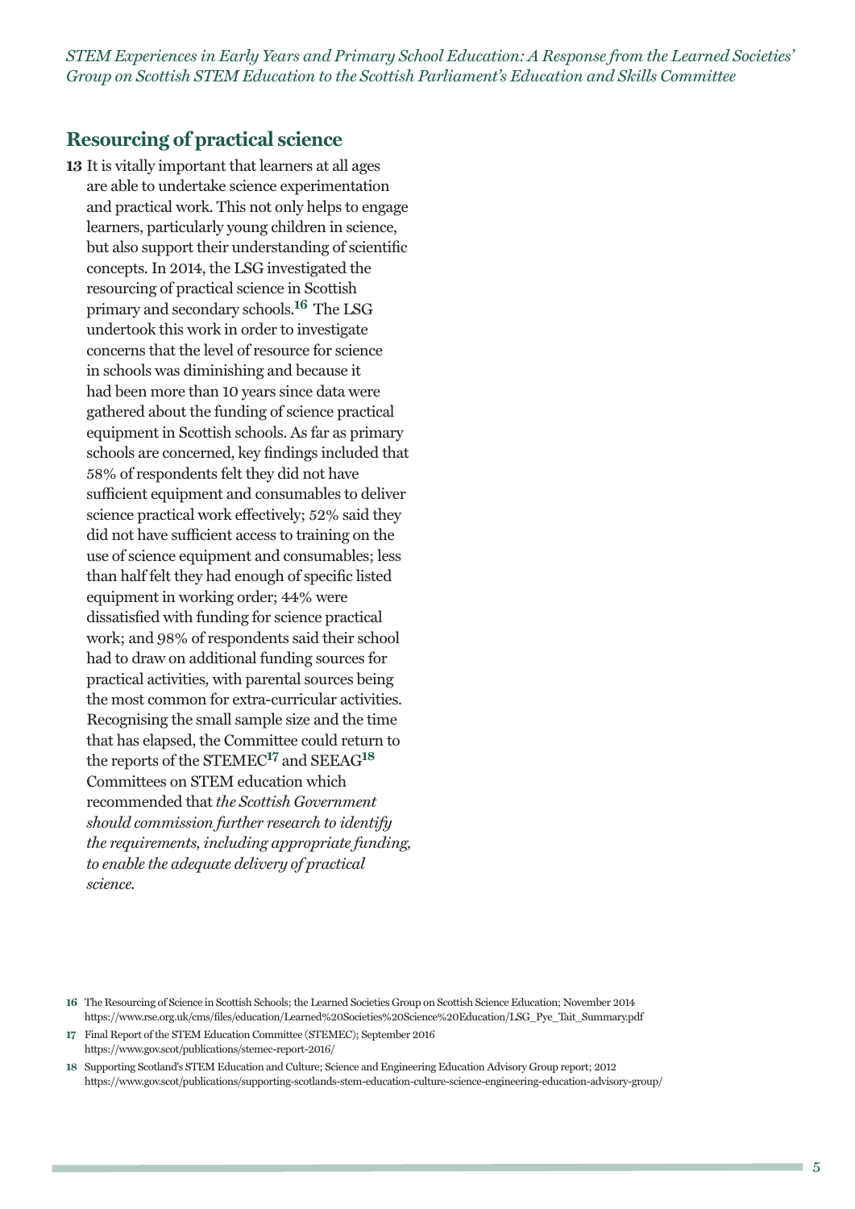## Resourcing of practical science

**13** It is vitally important that learners at all ages are able to undertake science experimentation and practical work. This not only helps to engage learners, particularly young children in science, but also support their understanding of scientific concepts. In 2014, the LSG investigated the resourcing of practical science in Scottish primary and secondary schools.[16] The LSG undertook this work in order to investigate concerns that the level of resource for science in schools was diminishing and because it had been more than 10 years since data were gathered about the funding of science practical equipment in Scottish schools. As far as primary schools are concerned, key findings included that 58% of respondents felt they did not have sufficient equipment and consumables to deliver science practical work effectively; 52% said they did not have sufficient access to training on the use of science equipment and consumables; less than half felt they had enough of specific listed equipment in working order; 44% were dissatisfied with funding for science practical work; and 98% of respondents said their school had to draw on additional funding sources for practical activities, with parental sources being the most common for extra-curricular activities. Recognising the small sample size and the time that has elapsed, the Committee could return to the reports of the STEMEC[17] and SEEAG[18] Committees on STEM education which recommended that *the Scottish Government should commission further research to identify the requirements, including appropriate funding, to enable the adequate delivery of practical science.*

---

**16** The Resourcing of Science in Scottish Schools; the Learned Societies Group on Scottish Science Education; November 2014 https://www.rse.org.uk/cms/files/education/Learned%20Societies%20Science%20Education/LSG_Pye_Tait_Summary.pdf

**17** Final Report of the STEM Education Committee (STEMEC); September 2016 https://www.gov.scot/publications/stemec-report-2016/

**18** Supporting Scotland's STEM Education and Culture; Science and Engineering Education Advisory Group report; 2012 https://www.gov.scot/publications/supporting-scotlands-stem-education-culture-science-engineering-education-advisory-group/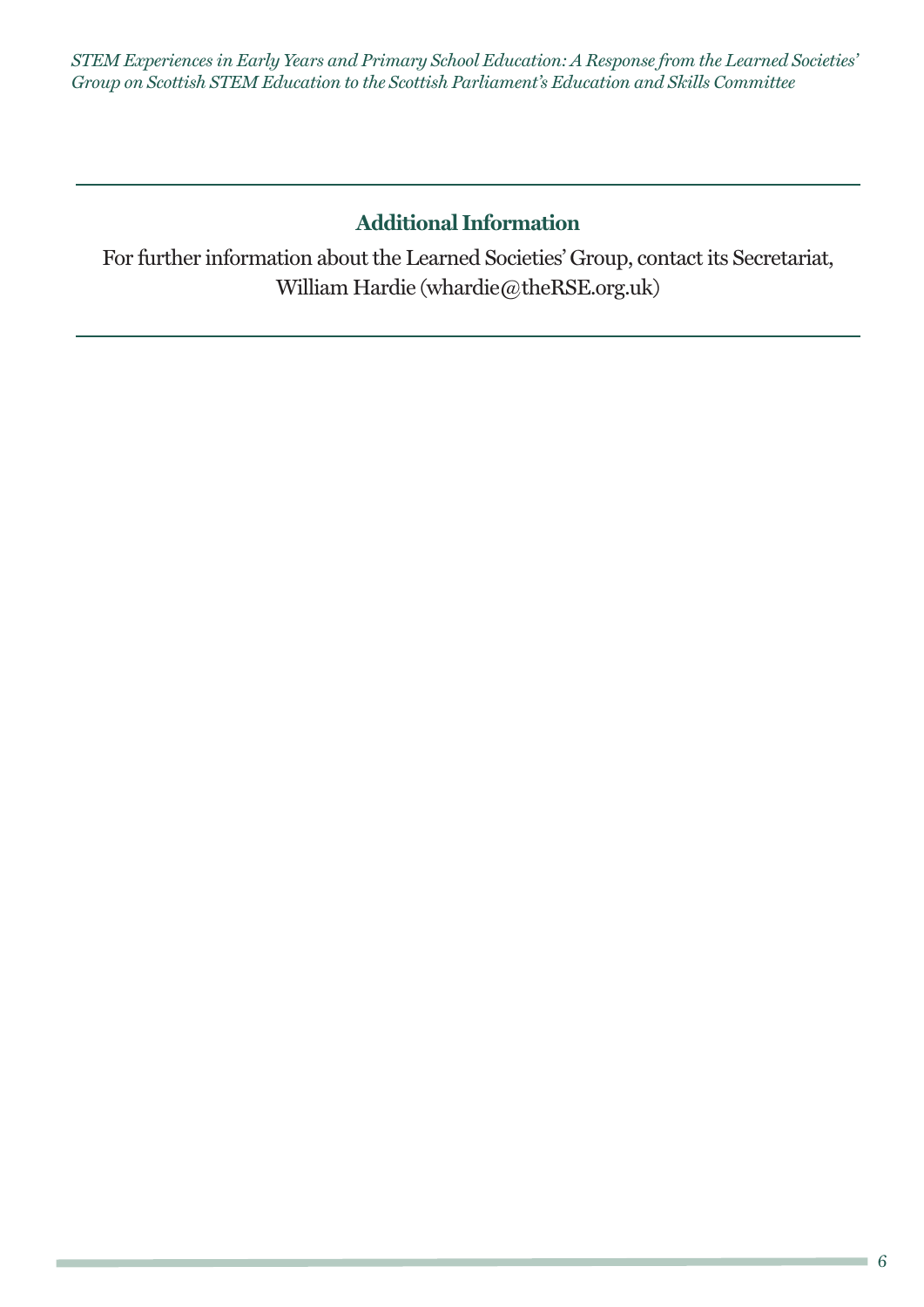## Additional Information

For further information about the Learned Societies' Group, contact its Secretariat, William Hardie (whardie@theRSE.org.uk)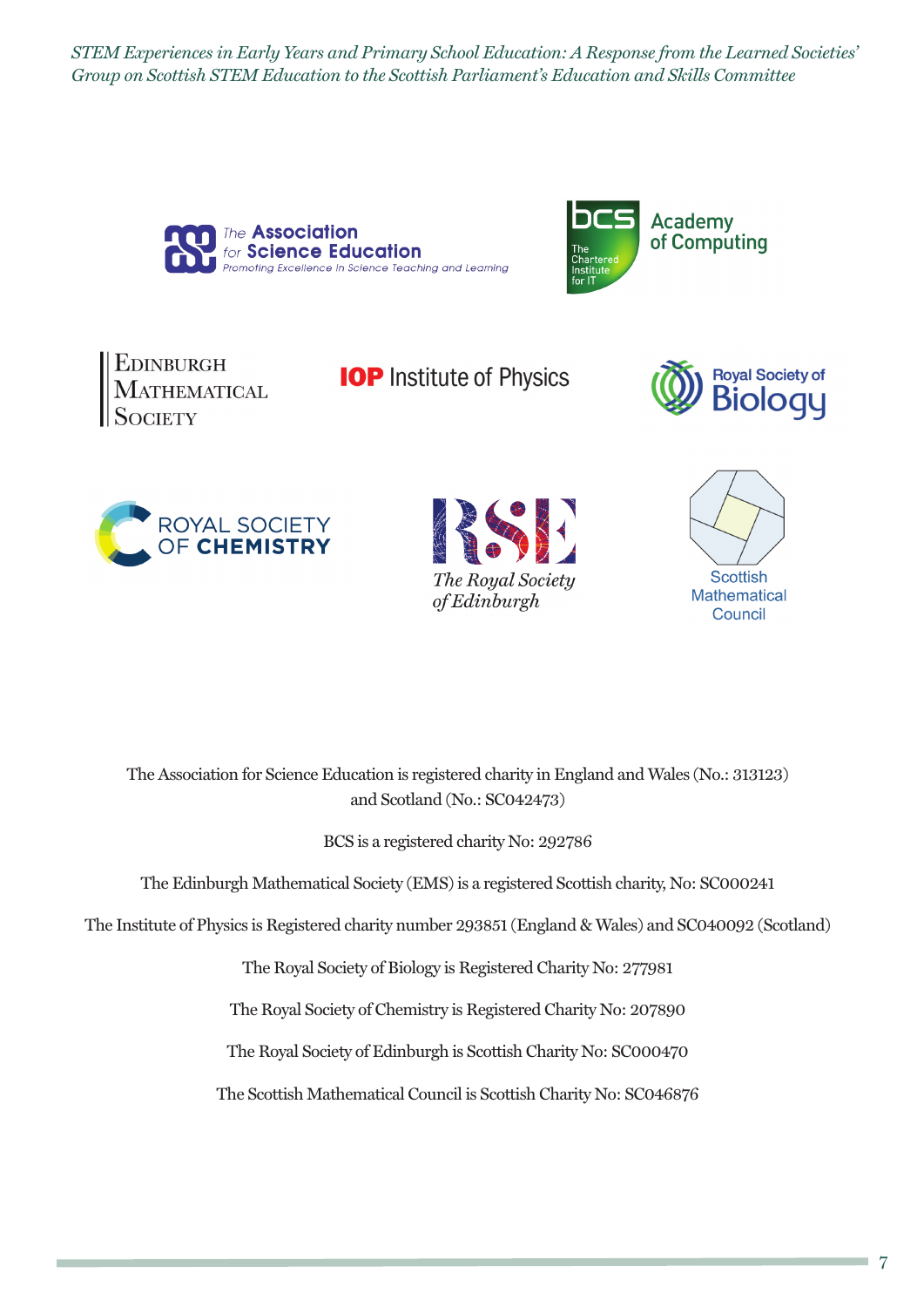The Association for Science Education is registered charity in England and Wales (No.: 313123) and Scotland (No.: SC042473)

BCS is a registered charity No: 292786

The Edinburgh Mathematical Society (EMS) is a registered Scottish charity, No: SC000241

The Institute of Physics is Registered charity number 293851 (England & Wales) and SC040092 (Scotland)

The Royal Society of Biology is Registered Charity No: 277981

The Royal Society of Chemistry is Registered Charity No: 207890

The Royal Society of Edinburgh is Scottish Charity No: SC000470

The Scottish Mathematical Council is Scottish Charity No: SC046876